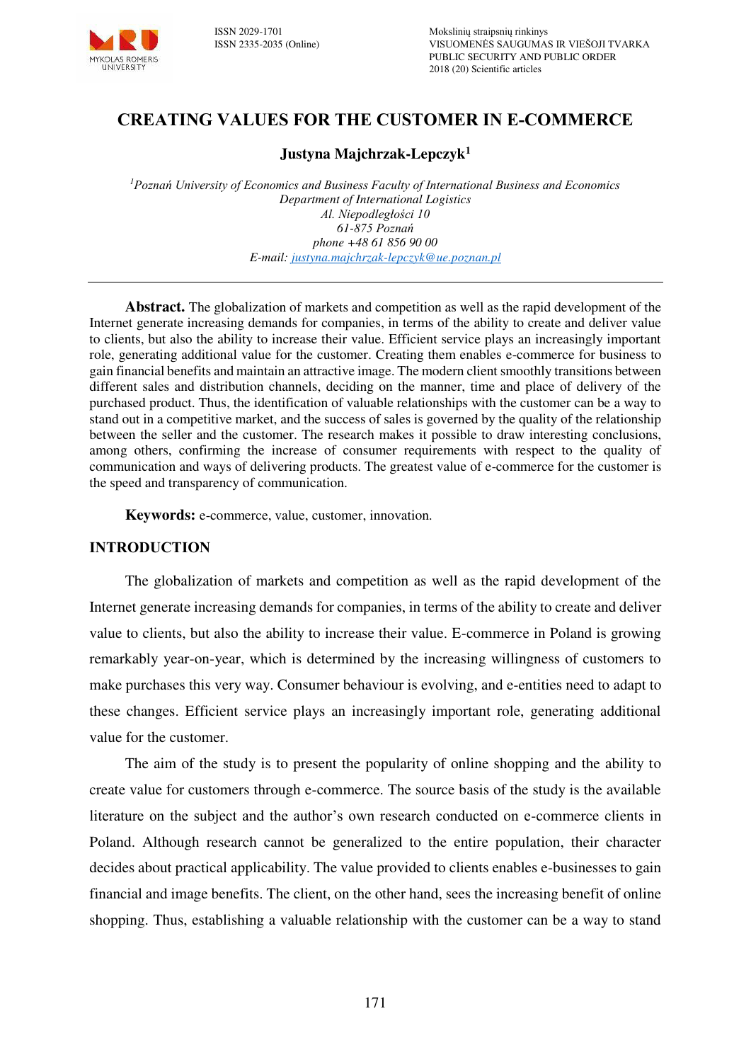# CREATING VALUES FOR THE CUSTOMER IN E-COMMERCE

**Justyna Majchrzak-Lepczyk[1]**

*[1]Poznań University of Economics and Business Faculty of International Business and Economics*
*Department of International Logistics*
*Al. Niepodległości 10*
*61-875 Poznań*
*phone +48 61 856 90 00*
*E-mail: justyna.majchrzak-lepczyk@ue.poznan.pl*

---

**Abstract.** The globalization of markets and competition as well as the rapid development of the Internet generate increasing demands for companies, in terms of the ability to create and deliver value to clients, but also the ability to increase their value. Efficient service plays an increasingly important role, generating additional value for the customer. Creating them enables e-commerce for business to gain financial benefits and maintain an attractive image. The modern client smoothly transitions between different sales and distribution channels, deciding on the manner, time and place of delivery of the purchased product. Thus, the identification of valuable relationships with the customer can be a way to stand out in a competitive market, and the success of sales is governed by the quality of the relationship between the seller and the customer. The research makes it possible to draw interesting conclusions, among others, confirming the increase of consumer requirements with respect to the quality of communication and ways of delivering products. The greatest value of e-commerce for the customer is the speed and transparency of communication.

**Keywords:** e-commerce, value, customer, innovation.

## INTRODUCTION

The globalization of markets and competition as well as the rapid development of the Internet generate increasing demands for companies, in terms of the ability to create and deliver value to clients, but also the ability to increase their value. E-commerce in Poland is growing remarkably year-on-year, which is determined by the increasing willingness of customers to make purchases this very way. Consumer behaviour is evolving, and e-entities need to adapt to these changes. Efficient service plays an increasingly important role, generating additional value for the customer.

The aim of the study is to present the popularity of online shopping and the ability to create value for customers through e-commerce. The source basis of the study is the available literature on the subject and the author's own research conducted on e-commerce clients in Poland. Although research cannot be generalized to the entire population, their character decides about practical applicability. The value provided to clients enables e-businesses to gain financial and image benefits. The client, on the other hand, sees the increasing benefit of online shopping. Thus, establishing a valuable relationship with the customer can be a way to stand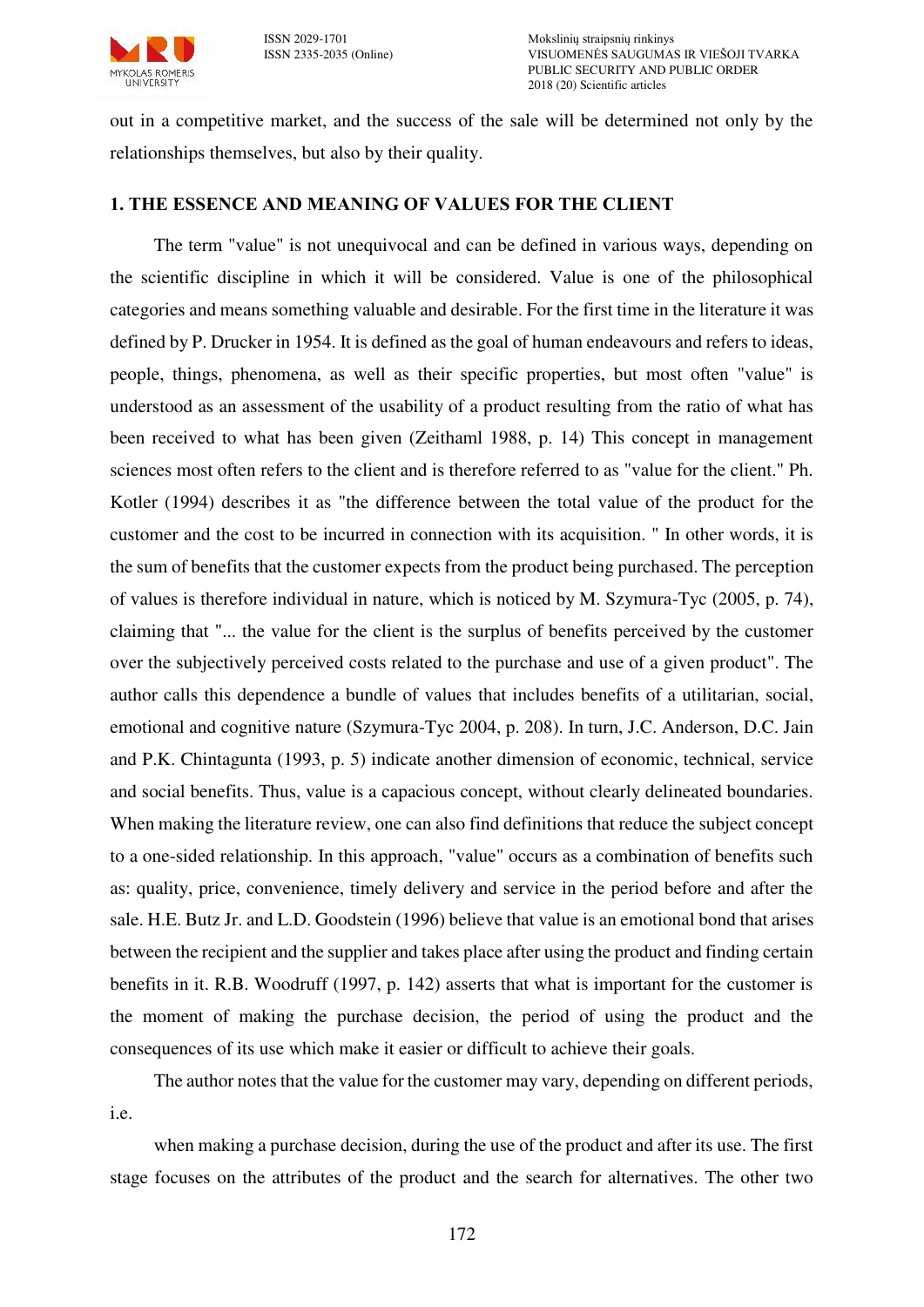out in a competitive market, and the success of the sale will be determined not only by the relationships themselves, but also by their quality.

## 1. THE ESSENCE AND MEANING OF VALUES FOR THE CLIENT

The term "value" is not unequivocal and can be defined in various ways, depending on the scientific discipline in which it will be considered. Value is one of the philosophical categories and means something valuable and desirable. For the first time in the literature it was defined by P. Drucker in 1954. It is defined as the goal of human endeavours and refers to ideas, people, things, phenomena, as well as their specific properties, but most often "value" is understood as an assessment of the usability of a product resulting from the ratio of what has been received to what has been given (Zeithaml 1988, p. 14) This concept in management sciences most often refers to the client and is therefore referred to as "value for the client." Ph. Kotler (1994) describes it as "the difference between the total value of the product for the customer and the cost to be incurred in connection with its acquisition. " In other words, it is the sum of benefits that the customer expects from the product being purchased. The perception of values is therefore individual in nature, which is noticed by M. Szymura-Tyc (2005, p. 74), claiming that "... the value for the client is the surplus of benefits perceived by the customer over the subjectively perceived costs related to the purchase and use of a given product". The author calls this dependence a bundle of values that includes benefits of a utilitarian, social, emotional and cognitive nature (Szymura-Tyc 2004, p. 208). In turn, J.C. Anderson, D.C. Jain and P.K. Chintagunta (1993, p. 5) indicate another dimension of economic, technical, service and social benefits. Thus, value is a capacious concept, without clearly delineated boundaries. When making the literature review, one can also find definitions that reduce the subject concept to a one-sided relationship. In this approach, "value" occurs as a combination of benefits such as: quality, price, convenience, timely delivery and service in the period before and after the sale. H.E. Butz Jr. and L.D. Goodstein (1996) believe that value is an emotional bond that arises between the recipient and the supplier and takes place after using the product and finding certain benefits in it. R.B. Woodruff (1997, p. 142) asserts that what is important for the customer is the moment of making the purchase decision, the period of using the product and the consequences of its use which make it easier or difficult to achieve their goals.

The author notes that the value for the customer may vary, depending on different periods, i.e.

when making a purchase decision, during the use of the product and after its use. The first stage focuses on the attributes of the product and the search for alternatives. The other two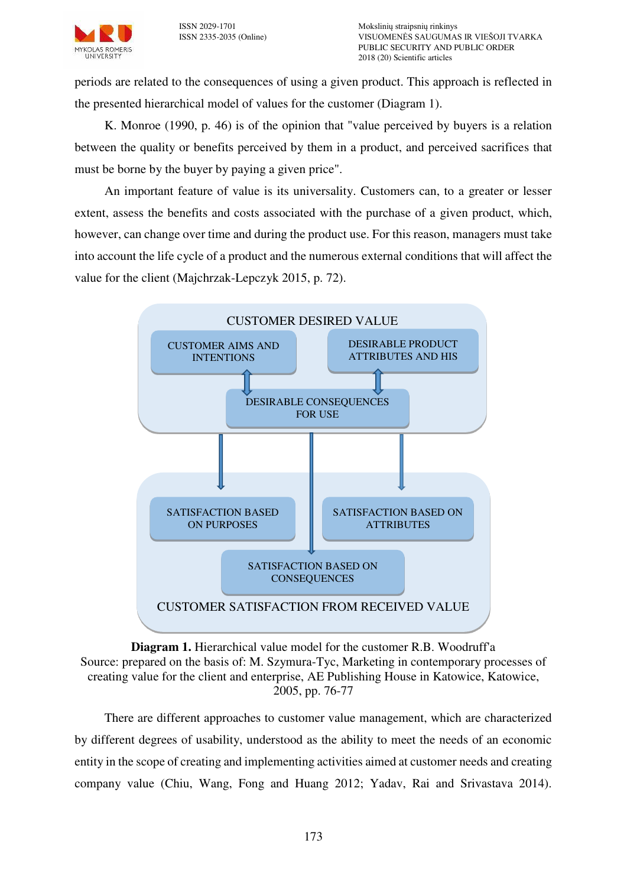periods are related to the consequences of using a given product. This approach is reflected in the presented hierarchical model of values for the customer (Diagram 1).

K. Monroe (1990, p. 46) is of the opinion that "value perceived by buyers is a relation between the quality or benefits perceived by them in a product, and perceived sacrifices that must be borne by the buyer by paying a given price".

An important feature of value is its universality. Customers can, to a greater or lesser extent, assess the benefits and costs associated with the purchase of a given product, which, however, can change over time and during the product use. For this reason, managers must take into account the life cycle of a product and the numerous external conditions that will affect the value for the client (Majchrzak-Lepczyk 2015, p. 72).

CUSTOMER DESIRED VALUE

CUSTOMER AIMS AND INTENTIONS

DESIRABLE PRODUCT ATTRIBUTES AND HIS

DESIRABLE CONSEQUENCES FOR USE

SATISFACTION BASED ON PURPOSES

SATISFACTION BASED ON ATTRIBUTES

SATISFACTION BASED ON CONSEQUENCES

CUSTOMER SATISFACTION FROM RECEIVED VALUE

**Diagram 1.** Hierarchical value model for the customer R.B. Woodruff'a
Source: prepared on the basis of: M. Szymura-Tyc, Marketing in contemporary processes of creating value for the client and enterprise, AE Publishing House in Katowice, Katowice, 2005, pp. 76-77

There are different approaches to customer value management, which are characterized by different degrees of usability, understood as the ability to meet the needs of an economic entity in the scope of creating and implementing activities aimed at customer needs and creating company value (Chiu, Wang, Fong and Huang 2012; Yadav, Rai and Srivastava 2014).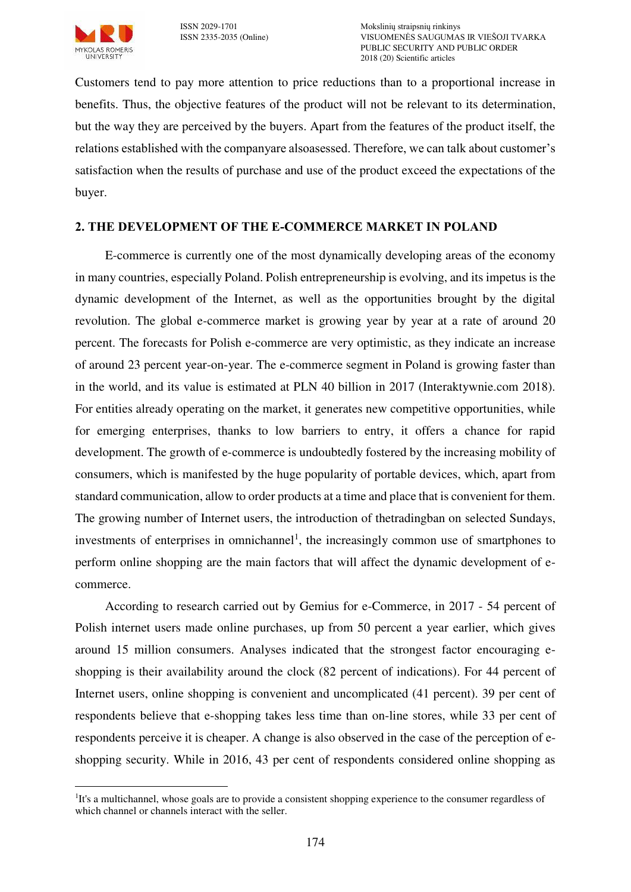Customers tend to pay more attention to price reductions than to a proportional increase in benefits. Thus, the objective features of the product will not be relevant to its determination, but the way they are perceived by the buyers. Apart from the features of the product itself, the relations established with the companyare alsoasessed. Therefore, we can talk about customer's satisfaction when the results of purchase and use of the product exceed the expectations of the buyer.

## 2. THE DEVELOPMENT OF THE E-COMMERCE MARKET IN POLAND

E-commerce is currently one of the most dynamically developing areas of the economy in many countries, especially Poland. Polish entrepreneurship is evolving, and its impetus is the dynamic development of the Internet, as well as the opportunities brought by the digital revolution. The global e-commerce market is growing year by year at a rate of around 20 percent. The forecasts for Polish e-commerce are very optimistic, as they indicate an increase of around 23 percent year-on-year. The e-commerce segment in Poland is growing faster than in the world, and its value is estimated at PLN 40 billion in 2017 (Interaktywnie.com 2018). For entities already operating on the market, it generates new competitive opportunities, while for emerging enterprises, thanks to low barriers to entry, it offers a chance for rapid development. The growth of e-commerce is undoubtedly fostered by the increasing mobility of consumers, which is manifested by the huge popularity of portable devices, which, apart from standard communication, allow to order products at a time and place that is convenient for them. The growing number of Internet users, the introduction of thetradingban on selected Sundays, investments of enterprises in omnichannel[1], the increasingly common use of smartphones to perform online shopping are the main factors that will affect the dynamic development of e-commerce.

According to research carried out by Gemius for e-Commerce, in 2017 - 54 percent of Polish internet users made online purchases, up from 50 percent a year earlier, which gives around 15 million consumers. Analyses indicated that the strongest factor encouraging e-shopping is their availability around the clock (82 percent of indications). For 44 percent of Internet users, online shopping is convenient and uncomplicated (41 percent). 39 per cent of respondents believe that e-shopping takes less time than on-line stores, while 33 per cent of respondents perceive it is cheaper. A change is also observed in the case of the perception of e-shopping security. While in 2016, 43 per cent of respondents considered online shopping as

---

[1]It's a multichannel, whose goals are to provide a consistent shopping experience to the consumer regardless of which channel or channels interact with the seller.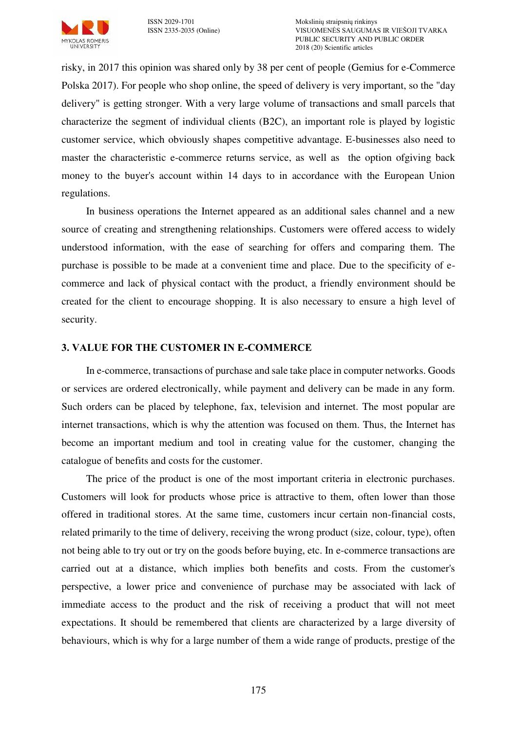risky, in 2017 this opinion was shared only by 38 per cent of people (Gemius for e-Commerce Polska 2017). For people who shop online, the speed of delivery is very important, so the "day delivery" is getting stronger. With a very large volume of transactions and small parcels that characterize the segment of individual clients (B2C), an important role is played by logistic customer service, which obviously shapes competitive advantage. E-businesses also need to master the characteristic e-commerce returns service, as well as the option ofgiving back money to the buyer's account within 14 days to in accordance with the European Union regulations.

In business operations the Internet appeared as an additional sales channel and a new source of creating and strengthening relationships. Customers were offered access to widely understood information, with the ease of searching for offers and comparing them. The purchase is possible to be made at a convenient time and place. Due to the specificity of e-commerce and lack of physical contact with the product, a friendly environment should be created for the client to encourage shopping. It is also necessary to ensure a high level of security.

## 3. VALUE FOR THE CUSTOMER IN E-COMMERCE

In e-commerce, transactions of purchase and sale take place in computer networks. Goods or services are ordered electronically, while payment and delivery can be made in any form. Such orders can be placed by telephone, fax, television and internet. The most popular are internet transactions, which is why the attention was focused on them. Thus, the Internet has become an important medium and tool in creating value for the customer, changing the catalogue of benefits and costs for the customer.

The price of the product is one of the most important criteria in electronic purchases. Customers will look for products whose price is attractive to them, often lower than those offered in traditional stores. At the same time, customers incur certain non-financial costs, related primarily to the time of delivery, receiving the wrong product (size, colour, type), often not being able to try out or try on the goods before buying, etc. In e-commerce transactions are carried out at a distance, which implies both benefits and costs. From the customer's perspective, a lower price and convenience of purchase may be associated with lack of immediate access to the product and the risk of receiving a product that will not meet expectations. It should be remembered that clients are characterized by a large diversity of behaviours, which is why for a large number of them a wide range of products, prestige of the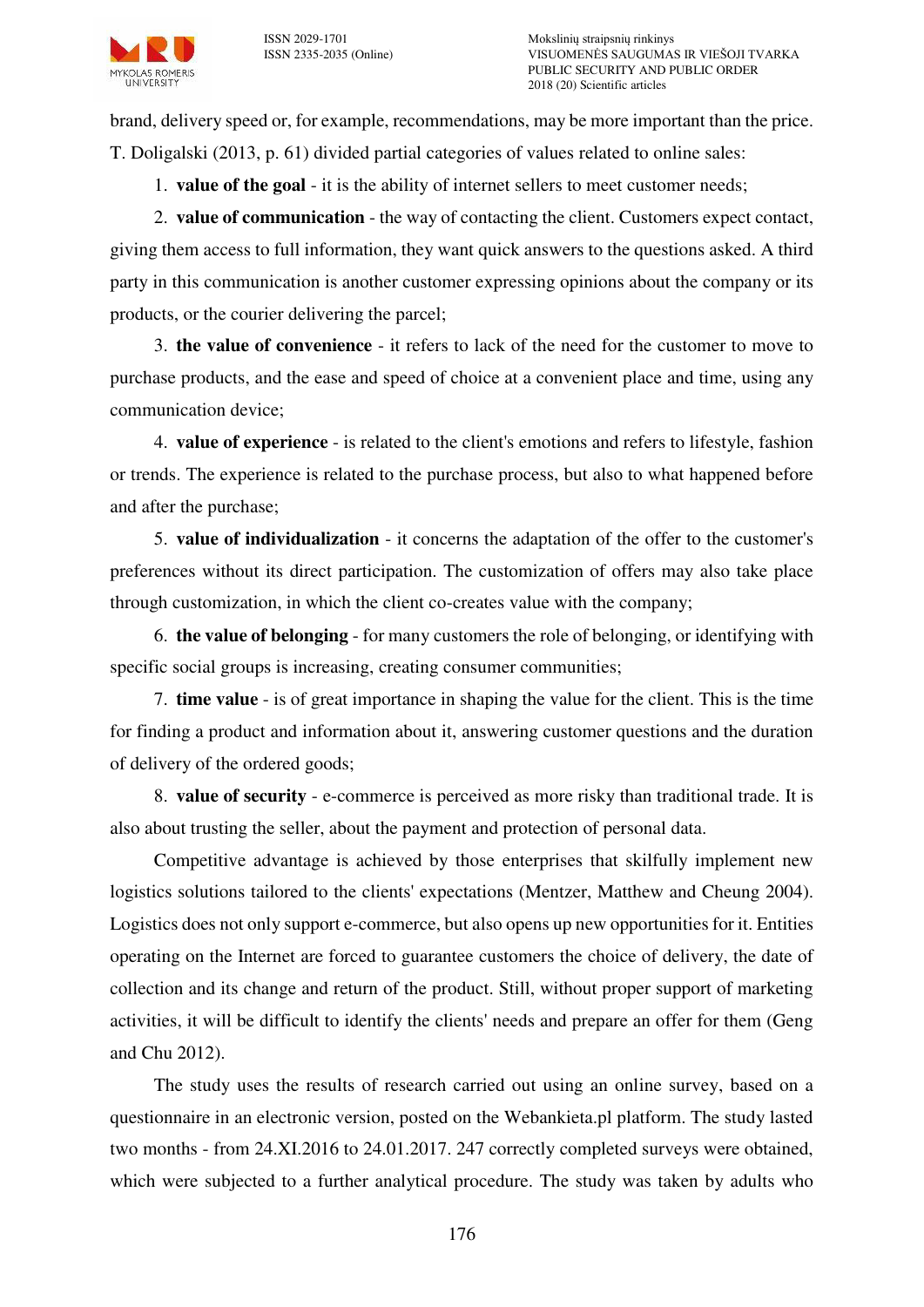brand, delivery speed or, for example, recommendations, may be more important than the price. T. Doligalski (2013, p. 61) divided partial categories of values related to online sales:

1. **value of the goal** - it is the ability of internet sellers to meet customer needs;
2. **value of communication** - the way of contacting the client. Customers expect contact, giving them access to full information, they want quick answers to the questions asked. A third party in this communication is another customer expressing opinions about the company or its products, or the courier delivering the parcel;
3. **the value of convenience** - it refers to lack of the need for the customer to move to purchase products, and the ease and speed of choice at a convenient place and time, using any communication device;
4. **value of experience** - is related to the client's emotions and refers to lifestyle, fashion or trends. The experience is related to the purchase process, but also to what happened before and after the purchase;
5. **value of individualization** - it concerns the adaptation of the offer to the customer's preferences without its direct participation. The customization of offers may also take place through customization, in which the client co-creates value with the company;
6. **the value of belonging** - for many customers the role of belonging, or identifying with specific social groups is increasing, creating consumer communities;
7. **time value** - is of great importance in shaping the value for the client. This is the time for finding a product and information about it, answering customer questions and the duration of delivery of the ordered goods;
8. **value of security** - e-commerce is perceived as more risky than traditional trade. It is also about trusting the seller, about the payment and protection of personal data.

Competitive advantage is achieved by those enterprises that skilfully implement new logistics solutions tailored to the clients' expectations (Mentzer, Matthew and Cheung 2004). Logistics does not only support e-commerce, but also opens up new opportunities for it. Entities operating on the Internet are forced to guarantee customers the choice of delivery, the date of collection and its change and return of the product. Still, without proper support of marketing activities, it will be difficult to identify the clients' needs and prepare an offer for them (Geng and Chu 2012).

The study uses the results of research carried out using an online survey, based on a questionnaire in an electronic version, posted on the Webankieta.pl platform. The study lasted two months - from 24.XI.2016 to 24.01.2017. 247 correctly completed surveys were obtained, which were subjected to a further analytical procedure. The study was taken by adults who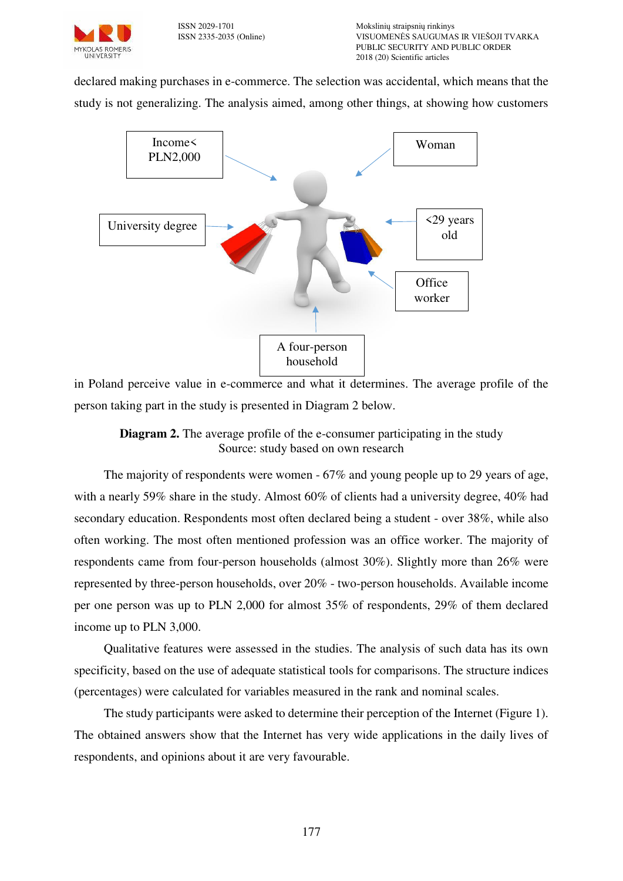declared making purchases in e-commerce. The selection was accidental, which means that the study is not generalizing. The analysis aimed, among other things, at showing how customers in Poland perceive value in e-commerce and what it determines. The average profile of the person taking part in the study is presented in Diagram 2 below.

**Diagram 2.** The average profile of the e-consumer participating in the study
Source: study based on own research

The majority of respondents were women - 67% and young people up to 29 years of age, with a nearly 59% share in the study. Almost 60% of clients had a university degree, 40% had secondary education. Respondents most often declared being a student - over 38%, while also often working. The most often mentioned profession was an office worker. The majority of respondents came from four-person households (almost 30%). Slightly more than 26% were represented by three-person households, over 20% - two-person households. Available income per one person was up to PLN 2,000 for almost 35% of respondents, 29% of them declared income up to PLN 3,000.

Qualitative features were assessed in the studies. The analysis of such data has its own specificity, based on the use of adequate statistical tools for comparisons. The structure indices (percentages) were calculated for variables measured in the rank and nominal scales.

The study participants were asked to determine their perception of the Internet (Figure 1). The obtained answers show that the Internet has very wide applications in the daily lives of respondents, and opinions about it are very favourable.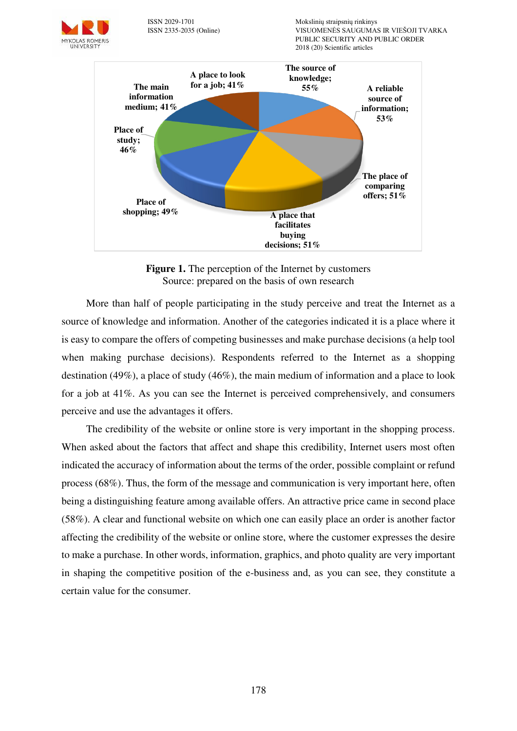**Figure 1.** The perception of the Internet by customers
Source: prepared on the basis of own research

More than half of people participating in the study perceive and treat the Internet as a source of knowledge and information. Another of the categories indicated it is a place where it is easy to compare the offers of competing businesses and make purchase decisions (a help tool when making purchase decisions). Respondents referred to the Internet as a shopping destination (49%), a place of study (46%), the main medium of information and a place to look for a job at 41%. As you can see the Internet is perceived comprehensively, and consumers perceive and use the advantages it offers.

The credibility of the website or online store is very important in the shopping process. When asked about the factors that affect and shape this credibility, Internet users most often indicated the accuracy of information about the terms of the order, possible complaint or refund process (68%). Thus, the form of the message and communication is very important here, often being a distinguishing feature among available offers. An attractive price came in second place (58%). A clear and functional website on which one can easily place an order is another factor affecting the credibility of the website or online store, where the customer expresses the desire to make a purchase. In other words, information, graphics, and photo quality are very important in shaping the competitive position of the e-business and, as you can see, they constitute a certain value for the consumer.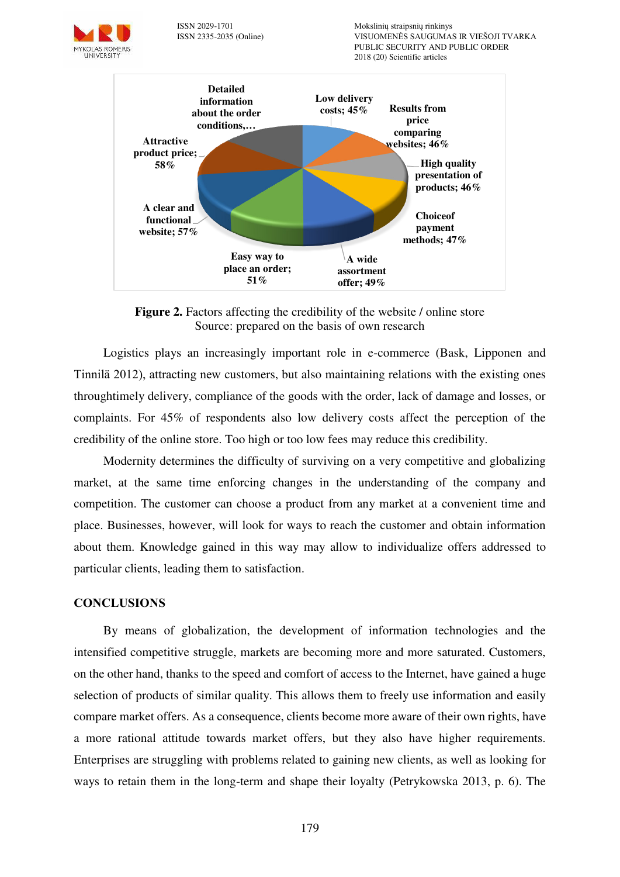Detailed information about the order conditions,…

Low delivery costs; 45%

Results from price comparing websites; 46%

High quality presentation of products; 46%

Choiceof payment methods; 47%

A wide assortment offer; 49%

Easy way to place an order; 51%

A clear and functional website; 57%

Attractive product price; 58%

**Figure 2.** Factors affecting the credibility of the website / online store
Source: prepared on the basis of own research

Logistics plays an increasingly important role in e-commerce (Bask, Lipponen and Tinnilä 2012), attracting new customers, but also maintaining relations with the existing ones throughtimely delivery, compliance of the goods with the order, lack of damage and losses, or complaints. For 45% of respondents also low delivery costs affect the perception of the credibility of the online store. Too high or too low fees may reduce this credibility.

Modernity determines the difficulty of surviving on a very competitive and globalizing market, at the same time enforcing changes in the understanding of the company and competition. The customer can choose a product from any market at a convenient time and place. Businesses, however, will look for ways to reach the customer and obtain information about them. Knowledge gained in this way may allow to individualize offers addressed to particular clients, leading them to satisfaction.

## CONCLUSIONS

By means of globalization, the development of information technologies and the intensified competitive struggle, markets are becoming more and more saturated. Customers, on the other hand, thanks to the speed and comfort of access to the Internet, have gained a huge selection of products of similar quality. This allows them to freely use information and easily compare market offers. As a consequence, clients become more aware of their own rights, have a more rational attitude towards market offers, but they also have higher requirements. Enterprises are struggling with problems related to gaining new clients, as well as looking for ways to retain them in the long-term and shape their loyalty (Petrykowska 2013, p. 6). The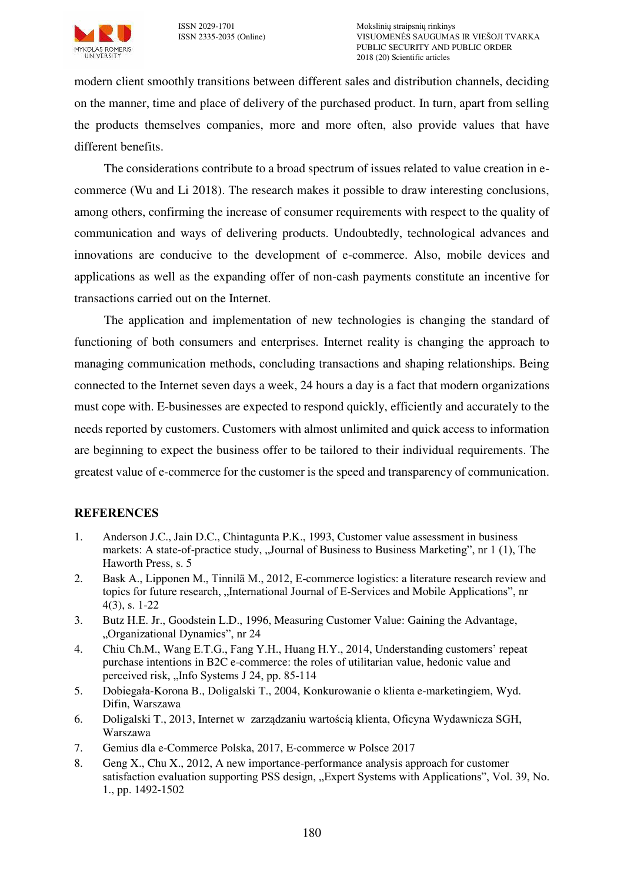modern client smoothly transitions between different sales and distribution channels, deciding on the manner, time and place of delivery of the purchased product. In turn, apart from selling the products themselves companies, more and more often, also provide values that have different benefits.

The considerations contribute to a broad spectrum of issues related to value creation in e-commerce (Wu and Li 2018). The research makes it possible to draw interesting conclusions, among others, confirming the increase of consumer requirements with respect to the quality of communication and ways of delivering products. Undoubtedly, technological advances and innovations are conducive to the development of e-commerce. Also, mobile devices and applications as well as the expanding offer of non-cash payments constitute an incentive for transactions carried out on the Internet.

The application and implementation of new technologies is changing the standard of functioning of both consumers and enterprises. Internet reality is changing the approach to managing communication methods, concluding transactions and shaping relationships. Being connected to the Internet seven days a week, 24 hours a day is a fact that modern organizations must cope with. E-businesses are expected to respond quickly, efficiently and accurately to the needs reported by customers. Customers with almost unlimited and quick access to information are beginning to expect the business offer to be tailored to their individual requirements. The greatest value of e-commerce for the customer is the speed and transparency of communication.

## REFERENCES

1. Anderson J.C., Jain D.C., Chintagunta P.K., 1993, Customer value assessment in business markets: A state-of-practice study, „Journal of Business to Business Marketing", nr 1 (1), The Haworth Press, s. 5
2. Bask A., Lipponen M., Tinnilä M., 2012, E-commerce logistics: a literature research review and topics for future research, „International Journal of E-Services and Mobile Applications", nr 4(3), s. 1-22
3. Butz H.E. Jr., Goodstein L.D., 1996, Measuring Customer Value: Gaining the Advantage, „Organizational Dynamics", nr 24
4. Chiu Ch.M., Wang E.T.G., Fang Y.H., Huang H.Y., 2014, Understanding customers' repeat purchase intentions in B2C e-commerce: the roles of utilitarian value, hedonic value and perceived risk, „Info Systems J 24, pp. 85-114
5. Dobiegała-Korona B., Doligalski T., 2004, Konkurowanie o klienta e-marketingiem, Wyd. Difin, Warszawa
6. Doligalski T., 2013, Internet w zarządzaniu wartością klienta, Oficyna Wydawnicza SGH, Warszawa
7. Gemius dla e-Commerce Polska, 2017, E-commerce w Polsce 2017
8. Geng X., Chu X., 2012, A new importance-performance analysis approach for customer satisfaction evaluation supporting PSS design, „Expert Systems with Applications", Vol. 39, No. 1., pp. 1492-1502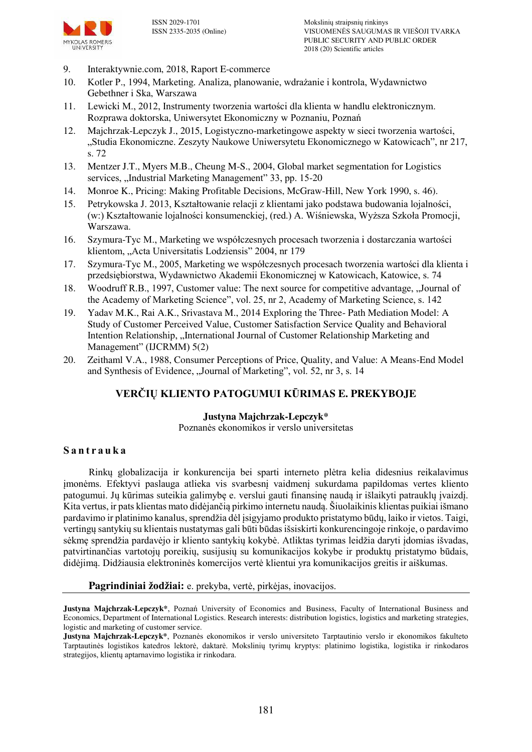9. Interaktywnie.com, 2018, Raport E-commerce
10. Kotler P., 1994, Marketing. Analiza, planowanie, wdrażanie i kontrola, Wydawnictwo Gebethner i Ska, Warszawa
11. Lewicki M., 2012, Instrumenty tworzenia wartości dla klienta w handlu elektronicznym. Rozprawa doktorska, Uniwersytet Ekonomiczny w Poznaniu, Poznań
12. Majchrzak-Lepczyk J., 2015, Logistyczno-marketingowe aspekty w sieci tworzenia wartości, „Studia Ekonomiczne. Zeszyty Naukowe Uniwersytetu Ekonomicznego w Katowicach", nr 217, s. 72
13. Mentzer J.T., Myers M.B., Cheung M-S., 2004, Global market segmentation for Logistics services, „Industrial Marketing Management" 33, pp. 15-20
14. Monroe K., Pricing: Making Profitable Decisions, McGraw-Hill, New York 1990, s. 46).
15. Petrykowska J. 2013, Kształtowanie relacji z klientami jako podstawa budowania lojalności, (w:) Kształtowanie lojalności konsumenckiej, (red.) A. Wiśniewska, Wyższa Szkoła Promocji, Warszawa.
16. Szymura-Tyc M., Marketing we współczesnych procesach tworzenia i dostarczania wartości klientom, „Acta Universitatis Lodziensis" 2004, nr 179
17. Szymura-Tyc M., 2005, Marketing we współczesnych procesach tworzenia wartości dla klienta i przedsiębiorstwa, Wydawnictwo Akademii Ekonomicznej w Katowicach, Katowice, s. 74
18. Woodruff R.B., 1997, Customer value: The next source for competitive advantage, „Journal of the Academy of Marketing Science", vol. 25, nr 2, Academy of Marketing Science, s. 142
19. Yadav M.K., Rai A.K., Srivastava M., 2014 Exploring the Three- Path Mediation Model: A Study of Customer Perceived Value, Customer Satisfaction Service Quality and Behavioral Intention Relationship, „International Journal of Customer Relationship Marketing and Management" (IJCRMM) 5(2)
20. Zeithaml V.A., 1988, Consumer Perceptions of Price, Quality, and Value: A Means-End Model and Synthesis of Evidence, „Journal of Marketing", vol. 52, nr 3, s. 14

# VERČIŲ KLIENTO PATOGUMUI KŪRIMAS E. PREKYBOJE

**Justyna Majchrzak-Lepczyk***
Poznanės ekonomikos ir verslo universitetas

## Santrauka

Rinkų globalizacija ir konkurencija bei sparti interneto plėtra kelia didesnius reikalavimus įmonėms. Efektyvi paslauga atlieka vis svarbesnį vaidmenį sukurdama papildomas vertes kliento patogumui. Jų kūrimas suteikia galimybę e. verslui gauti finansinę naudą ir išlaikyti patrauklų įvaizdį. Kita vertus, ir pats klientas mato didėjančią pirkimo internetu naudą. Šiuolaikinis klientas puikiai išmano pardavimo ir platinimo kanalus, sprendžia dėl įsigyjamo produkto pristatymo būdų, laiko ir vietos. Taigi, vertingų santykių su klientais nustatymas gali būti būdas išsiskirti konkurencingoje rinkoje, o pardavimo sėkmę sprendžia pardavėjo ir kliento santykių kokybė. Atliktas tyrimas leidžia daryti įdomias išvadas, patvirtinančias vartotojų poreikių, susijusių su komunikacijos kokybe ir produktų pristatymo būdais, didėjimą. Didžiausia elektroninės komercijos vertė klientui yra komunikacijos greitis ir aiškumas.

**Pagrindiniai žodžiai:** e. prekyba, vertė, pirkėjas, inovacijos.

---

**Justyna Majchrzak-Lepczyk***, Poznań University of Economics and Business, Faculty of International Business and Economics, Department of International Logistics. Research interests: distribution logistics, logistics and marketing strategies, logistic and marketing of customer service.

**Justyna Majchrzak-Lepczyk***, Poznanės ekonomikos ir verslo universiteto Tarptautinio verslo ir ekonomikos fakulteto Tarptautinės logistikos katedros lektorė, daktarė. Mokslinių tyrimų kryptys: platinimo logistika, logistika ir rinkodaros strategijos, klientų aptarnavimo logistika ir rinkodara.